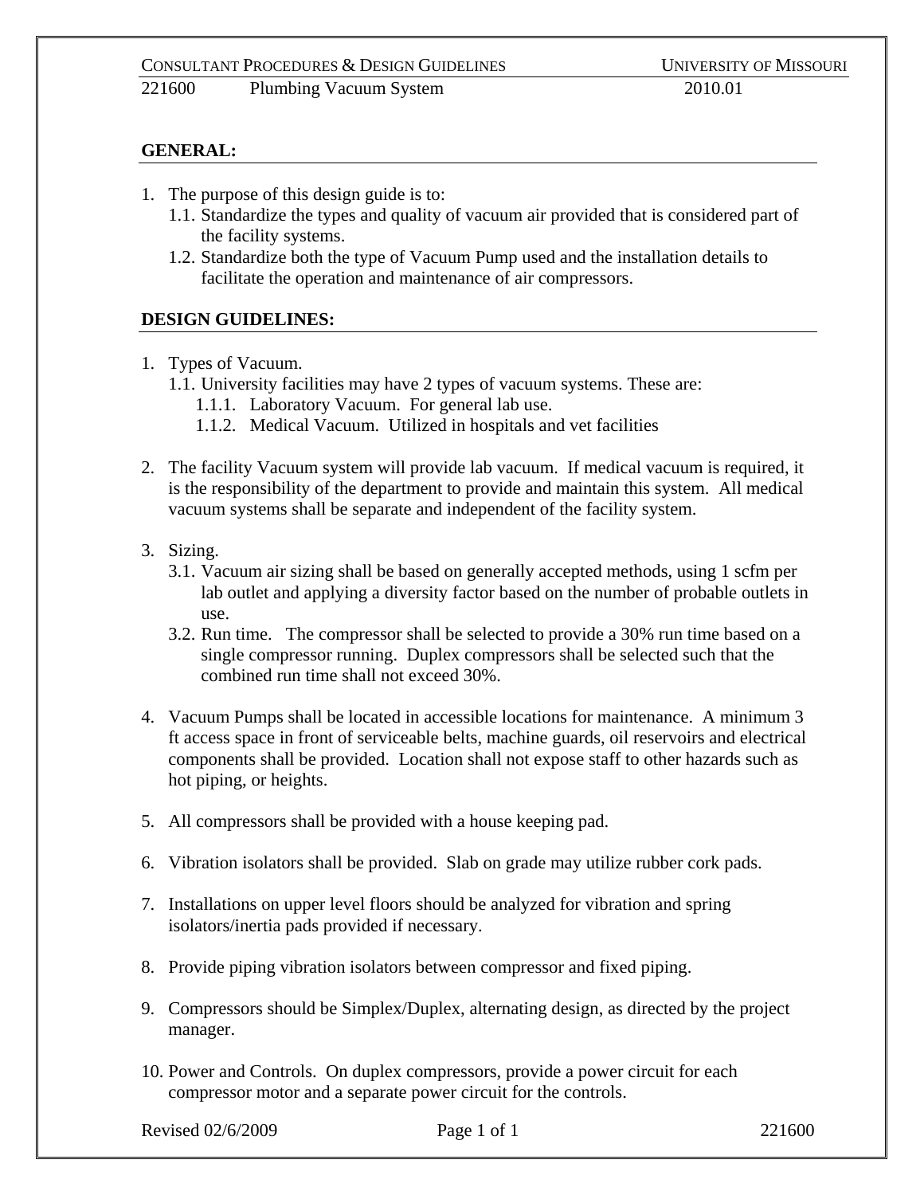## GENERAL:

1. The purpose of this design guide is to:
   1.1. Standardize the types and quality of vacuum air provided that is considered part of the facility systems.
   1.2. Standardize both the type of Vacuum Pump used and the installation details to facilitate the operation and maintenance of air compressors.

## DESIGN GUIDELINES:

1. Types of Vacuum.
   1.1. University facilities may have 2 types of vacuum systems. These are:
      1.1.1. Laboratory Vacuum. For general lab use.
      1.1.2. Medical Vacuum. Utilized in hospitals and vet facilities

2. The facility Vacuum system will provide lab vacuum. If medical vacuum is required, it is the responsibility of the department to provide and maintain this system. All medical vacuum systems shall be separate and independent of the facility system.

3. Sizing.
   3.1. Vacuum air sizing shall be based on generally accepted methods, using 1 scfm per lab outlet and applying a diversity factor based on the number of probable outlets in use.
   3.2. Run time. The compressor shall be selected to provide a 30% run time based on a single compressor running. Duplex compressors shall be selected such that the combined run time shall not exceed 30%.

4. Vacuum Pumps shall be located in accessible locations for maintenance. A minimum 3 ft access space in front of serviceable belts, machine guards, oil reservoirs and electrical components shall be provided. Location shall not expose staff to other hazards such as hot piping, or heights.

5. All compressors shall be provided with a house keeping pad.

6. Vibration isolators shall be provided. Slab on grade may utilize rubber cork pads.

7. Installations on upper level floors should be analyzed for vibration and spring isolators/inertia pads provided if necessary.

8. Provide piping vibration isolators between compressor and fixed piping.

9. Compressors should be Simplex/Duplex, alternating design, as directed by the project manager.

10. Power and Controls. On duplex compressors, provide a power circuit for each compressor motor and a separate power circuit for the controls.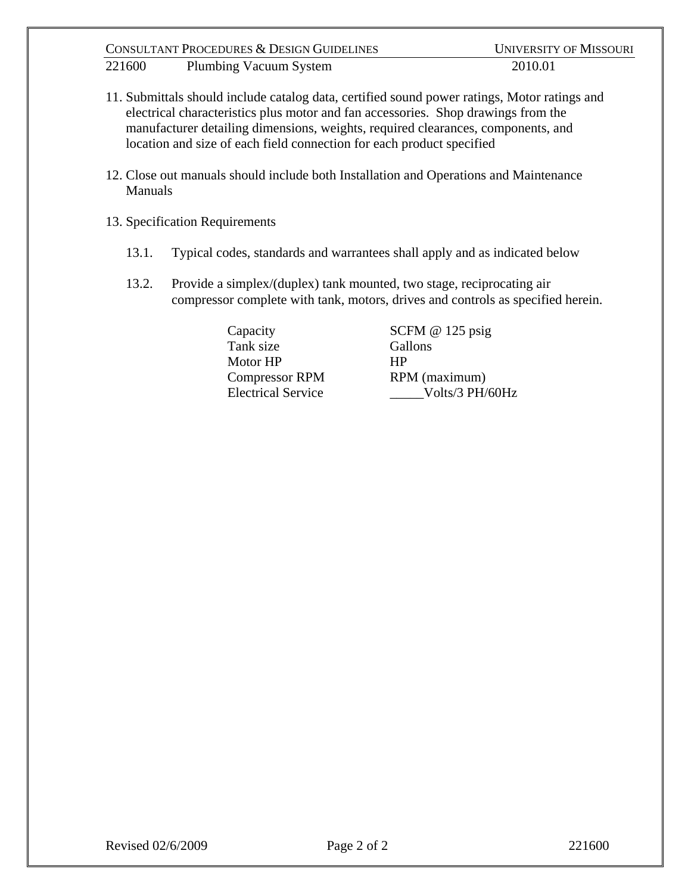11. Submittals should include catalog data, certified sound power ratings, Motor ratings and electrical characteristics plus motor and fan accessories. Shop drawings from the manufacturer detailing dimensions, weights, required clearances, components, and location and size of each field connection for each product specified

12. Close out manuals should include both Installation and Operations and Maintenance Manuals

13. Specification Requirements

    13.1. Typical codes, standards and warrantees shall apply and as indicated below

    13.2. Provide a simplex/(duplex) tank mounted, two stage, reciprocating air compressor complete with tank, motors, drives and controls as specified herein.

| | |
|---|---|
| Capacity | SCFM @ 125 psig |
| Tank size | Gallons |
| Motor HP | HP |
| Compressor RPM | RPM (maximum) |
| Electrical Service | _____Volts/3 PH/60Hz |